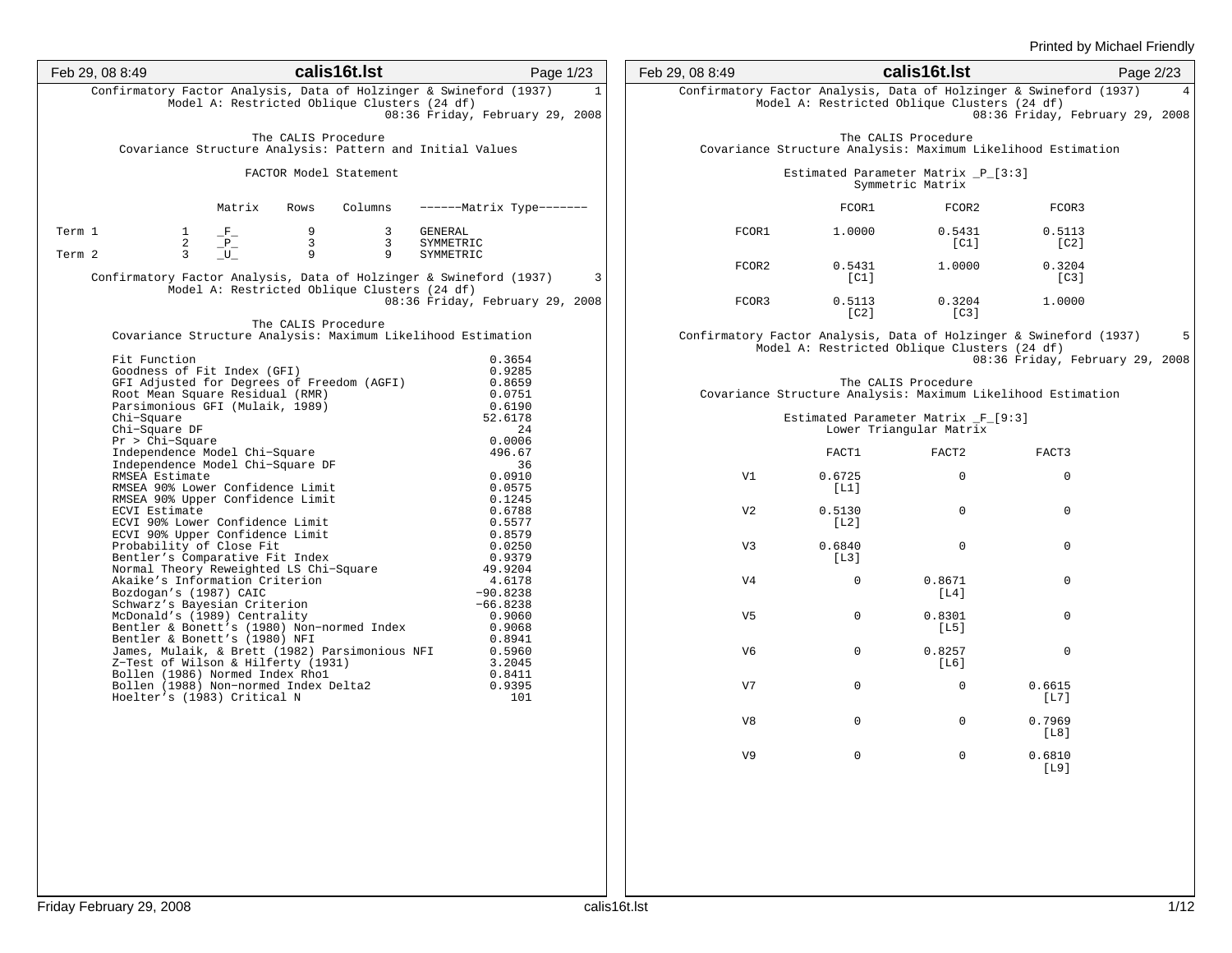Confirmatory Factor Analysis, Data of Holzinger & Swineford (1937) 1
Model A: Restricted Oblique Clusters (24 df)
08:36 Friday, February 29, 2008

The CALIS Procedure
Covariance Structure Analysis: Pattern and Initial Values

FACTOR Model Statement

| | | Matrix | Rows | Columns | ------Matrix Type------- |
|---|---|---|---|---|---|
| Term 1 | 1 | _F_ | 9 | 3 | GENERAL |
| | 2 | _P_ | 3 | 3 | SYMMETRIC |
| Term 2 | 3 | _U_ | 9 | 9 | SYMMETRIC |

Confirmatory Factor Analysis, Data of Holzinger & Swineford (1937) 3
Model A: Restricted Oblique Clusters (24 df)
08:36 Friday, February 29, 2008

The CALIS Procedure
Covariance Structure Analysis: Maximum Likelihood Estimation

| Statistic | Value |
|---|---|
| Fit Function | 0.3654 |
| Goodness of Fit Index (GFI) | 0.9285 |
| GFI Adjusted for Degrees of Freedom (AGFI) | 0.8659 |
| Root Mean Square Residual (RMR) | 0.0751 |
| Parsimonious GFI (Mulaik, 1989) | 0.6190 |
| Chi-Square | 52.6178 |
| Chi-Square DF | 24 |
| Pr > Chi-Square | 0.0006 |
| Independence Model Chi-Square | 496.67 |
| Independence Model Chi-Square DF | 36 |
| RMSEA Estimate | 0.0910 |
| RMSEA 90% Lower Confidence Limit | 0.0575 |
| RMSEA 90% Upper Confidence Limit | 0.1245 |
| ECVI Estimate | 0.6788 |
| ECVI 90% Lower Confidence Limit | 0.5577 |
| ECVI 90% Upper Confidence Limit | 0.8579 |
| Probability of Close Fit | 0.0250 |
| Bentler's Comparative Fit Index | 0.9379 |
| Normal Theory Reweighted LS Chi-Square | 49.9204 |
| Akaike's Information Criterion | 4.6178 |
| Bozdogan's (1987) CAIC | -90.8238 |
| Schwarz's Bayesian Criterion | -66.8238 |
| McDonald's (1989) Centrality | 0.9060 |
| Bentler & Bonett's (1980) Non-normed Index | 0.9068 |
| Bentler & Bonett's (1980) NFI | 0.8941 |
| James, Mulaik, & Brett (1982) Parsimonious NFI | 0.5960 |
| Z-Test of Wilson & Hilferty (1931) | 3.2045 |
| Bollen (1986) Normed Index Rho1 | 0.8411 |
| Bollen (1988) Non-normed Index Delta2 | 0.9395 |
| Hoelter's (1983) Critical N | 101 |

Confirmatory Factor Analysis, Data of Holzinger & Swineford (1937) 4
Model A: Restricted Oblique Clusters (24 df)
08:36 Friday, February 29, 2008

The CALIS Procedure
Covariance Structure Analysis: Maximum Likelihood Estimation

Estimated Parameter Matrix _P_[3:3]
Symmetric Matrix

| | FCOR1 | FCOR2 | FCOR3 |
|---|---|---|---|
| FCOR1 | 1.0000 | 0.5431 [C1] | 0.5113 [C2] |
| FCOR2 | 0.5431 [C1] | 1.0000 | 0.3204 [C3] |
| FCOR3 | 0.5113 [C2] | 0.3204 [C3] | 1.0000 |

Confirmatory Factor Analysis, Data of Holzinger & Swineford (1937) 5
Model A: Restricted Oblique Clusters (24 df)
08:36 Friday, February 29, 2008

The CALIS Procedure
Covariance Structure Analysis: Maximum Likelihood Estimation

Estimated Parameter Matrix _F_[9:3]
Lower Triangular Matrix

| | FACT1 | FACT2 | FACT3 |
|---|---|---|---|
| V1 | 0.6725 [L1] | 0 | 0 |
| V2 | 0.5130 [L2] | 0 | 0 |
| V3 | 0.6840 [L3] | 0 | 0 |
| V4 | 0 | 0.8671 [L4] | 0 |
| V5 | 0 | 0.8301 [L5] | 0 |
| V6 | 0 | 0.8257 [L6] | 0 |
| V7 | 0 | 0 | 0.6615 [L7] |
| V8 | 0 | 0 | 0.7969 [L8] |
| V9 | 0 | 0 | 0.6810 [L9] |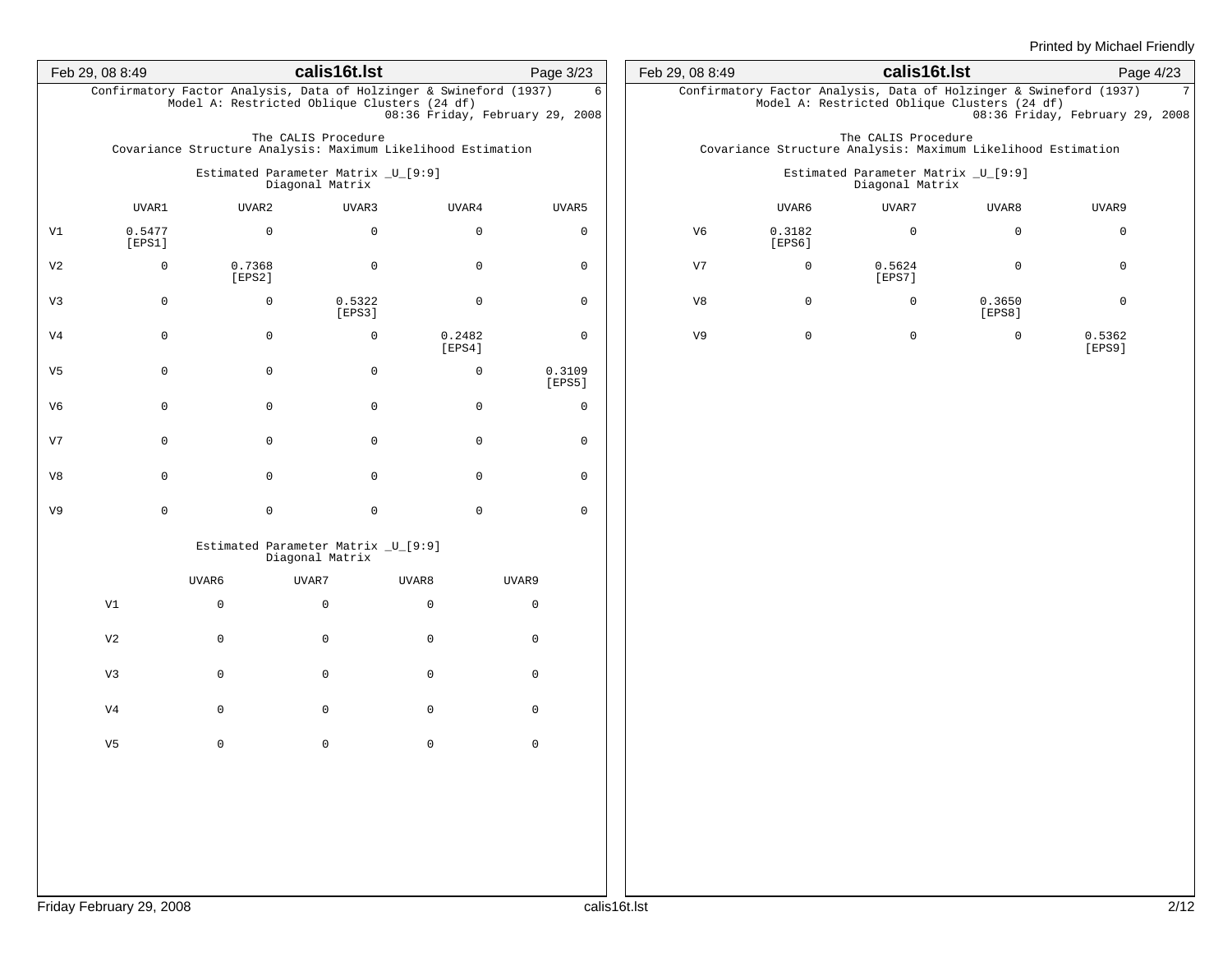Confirmatory Factor Analysis, Data of Holzinger & Swineford (1937)
Model A: Restricted Oblique Clusters (24 df)
08:36 Friday, February 29, 2008

The CALIS Procedure
Covariance Structure Analysis: Maximum Likelihood Estimation

Estimated Parameter Matrix _U_[9:9]
Diagonal Matrix

| | UVAR1 | UVAR2 | UVAR3 | UVAR4 | UVAR5 |
|---|---|---|---|---|---|
| V1 | 0.5477 [EPS1] | 0 | 0 | 0 | 0 |
| V2 | 0 | 0.7368 [EPS2] | 0 | 0 | 0 |
| V3 | 0 | 0 | 0.5322 [EPS3] | 0 | 0 |
| V4 | 0 | 0 | 0 | 0.2482 [EPS4] | 0 |
| V5 | 0 | 0 | 0 | 0 | 0.3109 [EPS5] |
| V6 | 0 | 0 | 0 | 0 | 0 |
| V7 | 0 | 0 | 0 | 0 | 0 |
| V8 | 0 | 0 | 0 | 0 | 0 |
| V9 | 0 | 0 | 0 | 0 | 0 |

Estimated Parameter Matrix _U_[9:9]
Diagonal Matrix

| | UVAR6 | UVAR7 | UVAR8 | UVAR9 |
|---|---|---|---|---|
| V1 | 0 | 0 | 0 | 0 |
| V2 | 0 | 0 | 0 | 0 |
| V3 | 0 | 0 | 0 | 0 |
| V4 | 0 | 0 | 0 | 0 |
| V5 | 0 | 0 | 0 | 0 |
| V6 | 0.3182 [EPS6] | 0 | 0 | 0 |
| V7 | 0 | 0.5624 [EPS7] | 0 | 0 |
| V8 | 0 | 0 | 0.3650 [EPS8] | 0 |
| V9 | 0 | 0 | 0 | 0.5362 [EPS9] |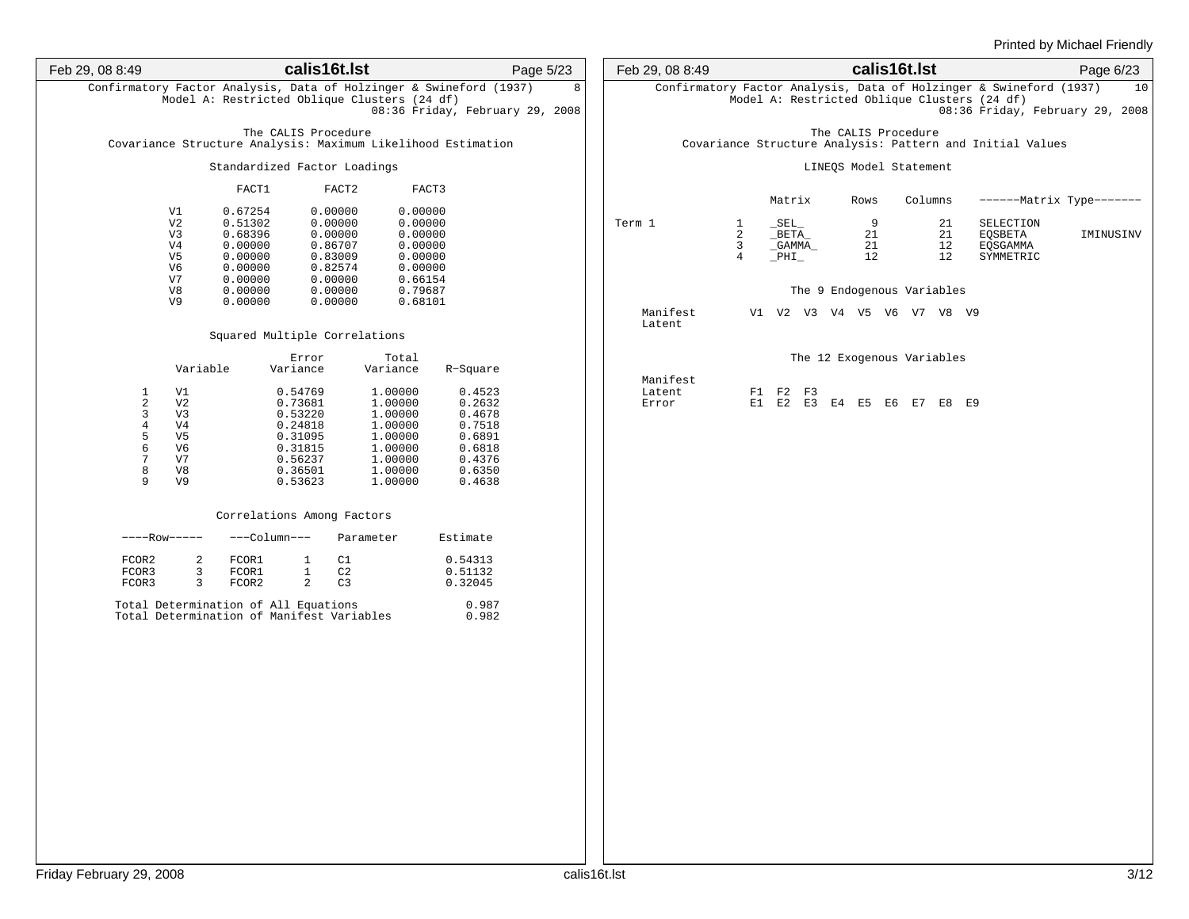Confirmatory Factor Analysis, Data of Holzinger & Swineford (1937)
Model A: Restricted Oblique Clusters (24 df)

08:36 Friday, February 29, 2008

The CALIS Procedure
Covariance Structure Analysis: Maximum Likelihood Estimation

### Standardized Factor Loadings

| | FACT1 | FACT2 | FACT3 |
|---|---|---|---|
| V1 | 0.67254 | 0.00000 | 0.00000 |
| V2 | 0.51302 | 0.00000 | 0.00000 |
| V3 | 0.68396 | 0.00000 | 0.00000 |
| V4 | 0.00000 | 0.86707 | 0.00000 |
| V5 | 0.00000 | 0.83009 | 0.00000 |
| V6 | 0.00000 | 0.82574 | 0.00000 |
| V7 | 0.00000 | 0.00000 | 0.66154 |
| V8 | 0.00000 | 0.00000 | 0.79687 |
| V9 | 0.00000 | 0.00000 | 0.68101 |

### Squared Multiple Correlations

| | Variable | Error Variance | Total Variance | R-Square |
|---|---|---|---|---|
| 1 | V1 | 0.54769 | 1.00000 | 0.4523 |
| 2 | V2 | 0.73681 | 1.00000 | 0.2632 |
| 3 | V3 | 0.53220 | 1.00000 | 0.4678 |
| 4 | V4 | 0.24818 | 1.00000 | 0.7518 |
| 5 | V5 | 0.31095 | 1.00000 | 0.6891 |
| 6 | V6 | 0.31815 | 1.00000 | 0.6818 |
| 7 | V7 | 0.56237 | 1.00000 | 0.4376 |
| 8 | V8 | 0.36501 | 1.00000 | 0.6350 |
| 9 | V9 | 0.53623 | 1.00000 | 0.4638 |

### Correlations Among Factors

| ----Row----- | | ---Column--- | | Parameter | Estimate |
|---|---|---|---|---|---|
| FCOR2 | 2 | FCOR1 | 1 | C1 | 0.54313 |
| FCOR3 | 3 | FCOR1 | 1 | C2 | 0.51132 |
| FCOR3 | 3 | FCOR2 | 2 | C3 | 0.32045 |

Total Determination of All Equations 0.987
Total Determination of Manifest Variables 0.982

Confirmatory Factor Analysis, Data of Holzinger & Swineford (1937)
Model A: Restricted Oblique Clusters (24 df)

08:36 Friday, February 29, 2008

The CALIS Procedure
Covariance Structure Analysis: Pattern and Initial Values

### LINEQS Model Statement

| | | Matrix | Rows | Columns | ------Matrix Type------- | |
|---|---|---|---|---|---|---|
| Term 1 | 1 | _SEL_ | 9 | 21 | SELECTION | |
| | 2 | _BETA_ | 21 | 21 | EQSBETA | IMINUSINV |
| | 3 | _GAMMA_ | 21 | 12 | EQSGAMMA | |
| | 4 | _PHI_ | 12 | 12 | SYMMETRIC | |

### The 9 Endogenous Variables

```
Manifest    V1  V2  V3  V4  V5  V6  V7  V8  V9
Latent
```

### The 12 Exogenous Variables

```
Manifest
Latent      F1  F2  F3
Error       E1  E2  E3  E4  E5  E6  E7  E8  E9
```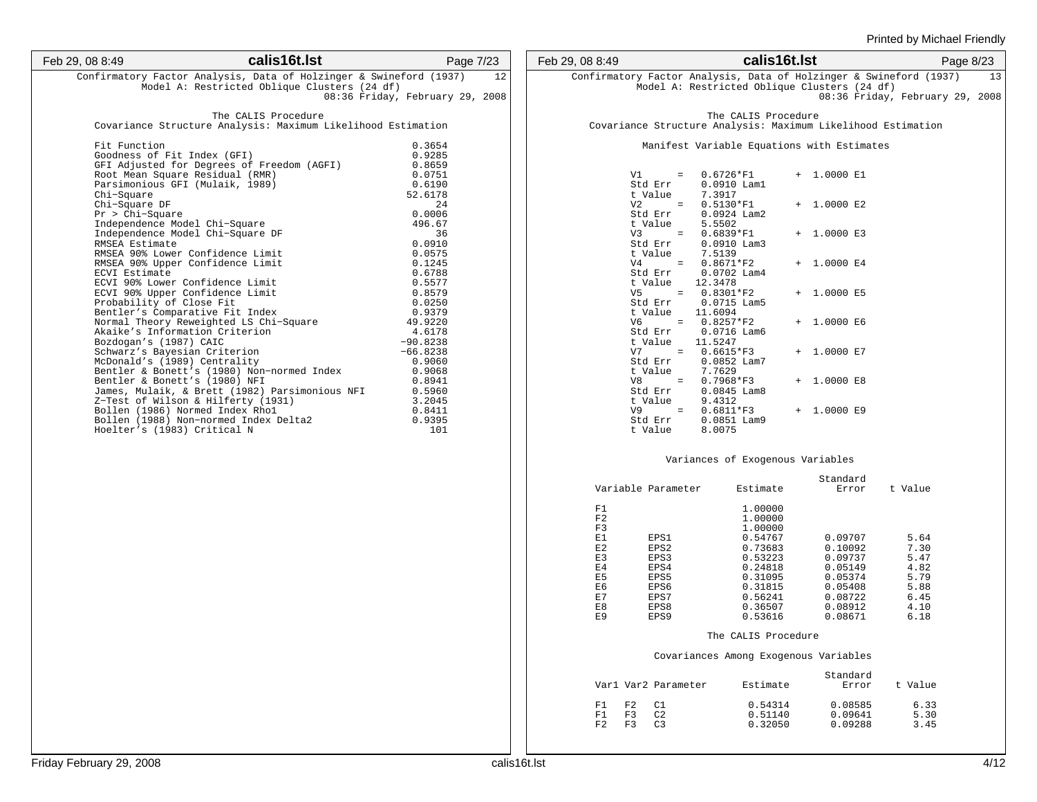Confirmatory Factor Analysis, Data of Holzinger & Swineford (1937)
Model A: Restricted Oblique Clusters (24 df)

The CALIS Procedure
Covariance Structure Analysis: Maximum Likelihood Estimation

| Fit Statistic | Value |
|---|---|
| Fit Function | 0.3654 |
| Goodness of Fit Index (GFI) | 0.9285 |
| GFI Adjusted for Degrees of Freedom (AGFI) | 0.8659 |
| Root Mean Square Residual (RMR) | 0.0751 |
| Parsimonious GFI (Mulaik, 1989) | 0.6190 |
| Chi-Square | 52.6178 |
| Chi-Square DF | 24 |
| Pr > Chi-Square | 0.0006 |
| Independence Model Chi-Square | 496.67 |
| Independence Model Chi-Square DF | 36 |
| RMSEA Estimate | 0.0910 |
| RMSEA 90% Lower Confidence Limit | 0.0575 |
| RMSEA 90% Upper Confidence Limit | 0.1245 |
| ECVI Estimate | 0.6788 |
| ECVI 90% Lower Confidence Limit | 0.5577 |
| ECVI 90% Upper Confidence Limit | 0.8579 |
| Probability of Close Fit | 0.0250 |
| Bentler's Comparative Fit Index | 0.9379 |
| Normal Theory Reweighted LS Chi-Square | 49.9220 |
| Akaike's Information Criterion | 4.6178 |
| Bozdogan's (1987) CAIC | -90.8238 |
| Schwarz's Bayesian Criterion | -66.8238 |
| McDonald's (1989) Centrality | 0.9060 |
| Bentler & Bonett's (1980) Non-normed Index | 0.9068 |
| Bentler & Bonett's (1980) NFI | 0.8941 |
| James, Mulaik, & Brett (1982) Parsimonious NFI | 0.5960 |
| Z-Test of Wilson & Hilferty (1931) | 3.2045 |
| Bollen (1986) Normed Index Rho1 | 0.8411 |
| Bollen (1988) Non-normed Index Delta2 | 0.9395 |
| Hoelter's (1983) Critical N | 101 |

Confirmatory Factor Analysis, Data of Holzinger & Swineford (1937)
Model A: Restricted Oblique Clusters (24 df)

The CALIS Procedure
Covariance Structure Analysis: Maximum Likelihood Estimation

Manifest Variable Equations with Estimates

```
V1      =   0.6726*F1      + 1.0000 E1
Std Err     0.0910 Lam1
t Value     7.3917
V2      =   0.5130*F1      + 1.0000 E2
Std Err     0.0924 Lam2
t Value     5.5502
V3      =   0.6839*F1      + 1.0000 E3
Std Err     0.0910 Lam3
t Value     7.5139
V4      =   0.8671*F2      + 1.0000 E4
Std Err     0.0702 Lam4
t Value    12.3478
V5      =   0.8301*F2      + 1.0000 E5
Std Err     0.0715 Lam5
t Value    11.6094
V6      =   0.8257*F2      + 1.0000 E6
Std Err     0.0716 Lam6
t Value    11.5247
V7      =   0.6615*F3      + 1.0000 E7
Std Err     0.0852 Lam7
t Value     7.7629
V8      =   0.7968*F3      + 1.0000 E8
Std Err     0.0845 Lam8
t Value     9.4312
V9      =   0.6811*F3      + 1.0000 E9
Std Err     0.0851 Lam9
t Value     8.0075
```

Variances of Exogenous Variables

| Variable | Parameter | Estimate | Standard Error | t Value |
|---|---|---|---|---|
| F1 | | 1.00000 | | |
| F2 | | 1.00000 | | |
| F3 | | 1.00000 | | |
| E1 | EPS1 | 0.54767 | 0.09707 | 5.64 |
| E2 | EPS2 | 0.73683 | 0.10092 | 7.30 |
| E3 | EPS3 | 0.53223 | 0.09737 | 5.47 |
| E4 | EPS4 | 0.24818 | 0.05149 | 4.82 |
| E5 | EPS5 | 0.31095 | 0.05374 | 5.79 |
| E6 | EPS6 | 0.31815 | 0.05408 | 5.88 |
| E7 | EPS7 | 0.56241 | 0.08722 | 6.45 |
| E8 | EPS8 | 0.36507 | 0.08912 | 4.10 |
| E9 | EPS9 | 0.53616 | 0.08671 | 6.18 |

The CALIS Procedure

Covariances Among Exogenous Variables

| Var1 | Var2 | Parameter | Estimate | Standard Error | t Value |
|---|---|---|---|---|---|
| F1 | F2 | C1 | 0.54314 | 0.08585 | 6.33 |
| F1 | F3 | C2 | 0.51140 | 0.09641 | 5.30 |
| F2 | F3 | C3 | 0.32050 | 0.09288 | 3.45 |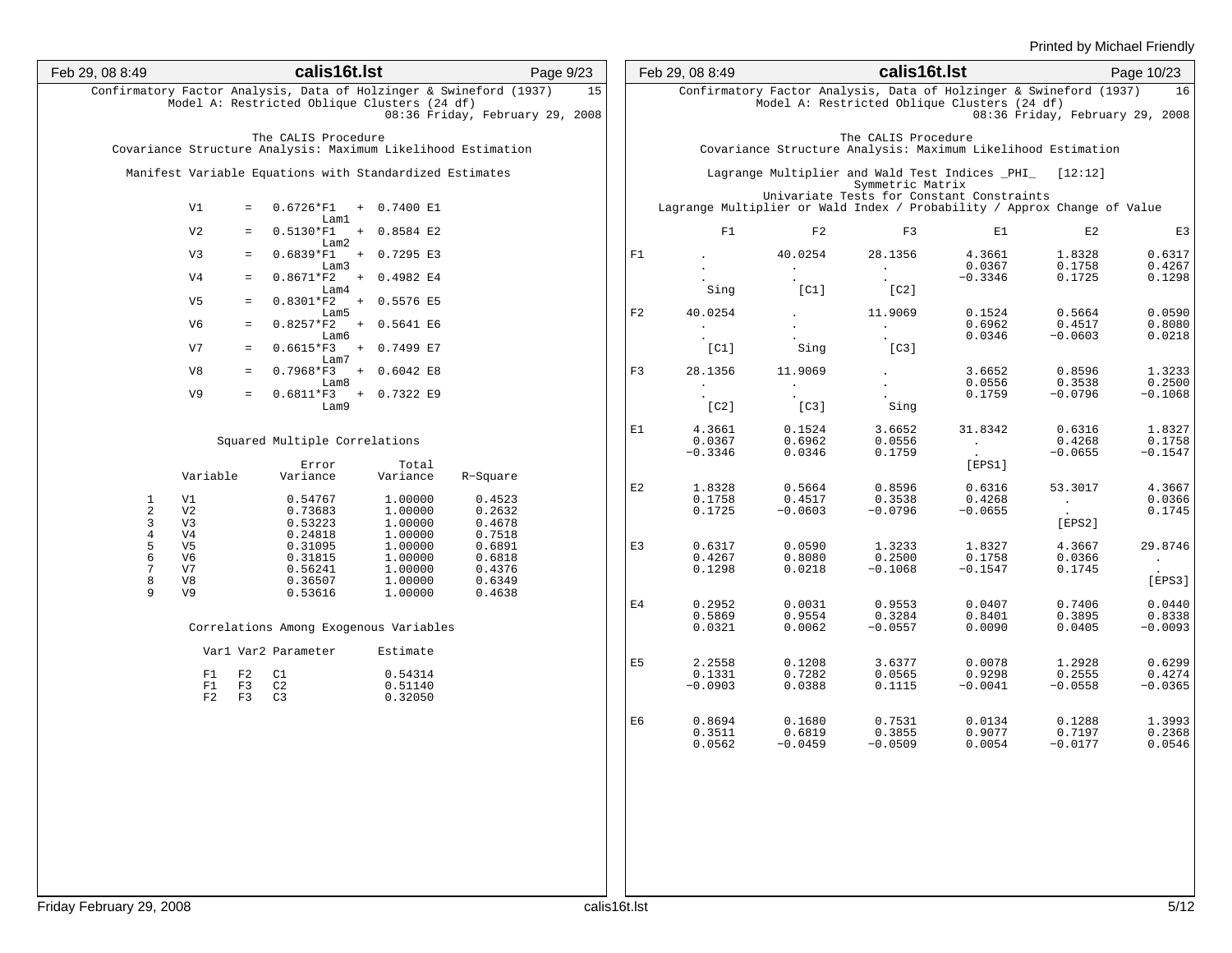Confirmatory Factor Analysis, Data of Holzinger & Swineford (1937)
Model A: Restricted Oblique Clusters (24 df)
08:36 Friday, February 29, 2008

The CALIS Procedure
Covariance Structure Analysis: Maximum Likelihood Estimation

Manifest Variable Equations with Standardized Estimates

```
V1   =   0.6726*F1   + 0.7400 E1
         Lam1
V2   =   0.5130*F1   + 0.8584 E2
         Lam2
V3   =   0.6839*F1   + 0.7295 E3
         Lam3
V4   =   0.8671*F2   + 0.4982 E4
         Lam4
V5   =   0.8301*F2   + 0.5576 E5
         Lam5
V6   =   0.8257*F2   + 0.5641 E6
         Lam6
V7   =   0.6615*F3   + 0.7499 E7
         Lam7
V8   =   0.7968*F3   + 0.6042 E8
         Lam8
V9   =   0.6811*F3   + 0.7322 E9
         Lam9
```

Squared Multiple Correlations

| | Variable | Error Variance | Total Variance | R-Square |
|---|---|---|---|---|
| 1 | V1 | 0.54767 | 1.00000 | 0.4523 |
| 2 | V2 | 0.73683 | 1.00000 | 0.2632 |
| 3 | V3 | 0.53223 | 1.00000 | 0.4678 |
| 4 | V4 | 0.24818 | 1.00000 | 0.7518 |
| 5 | V5 | 0.31095 | 1.00000 | 0.6891 |
| 6 | V6 | 0.31815 | 1.00000 | 0.6818 |
| 7 | V7 | 0.56241 | 1.00000 | 0.4376 |
| 8 | V8 | 0.36507 | 1.00000 | 0.6349 |
| 9 | V9 | 0.53616 | 1.00000 | 0.4638 |

Correlations Among Exogenous Variables

| Var1 | Var2 | Parameter | Estimate |
|---|---|---|---|
| F1 | F2 | C1 | 0.54314 |
| F1 | F3 | C2 | 0.51140 |
| F2 | F3 | C3 | 0.32050 |

Confirmatory Factor Analysis, Data of Holzinger & Swineford (1937)
Model A: Restricted Oblique Clusters (24 df)
08:36 Friday, February 29, 2008

The CALIS Procedure
Covariance Structure Analysis: Maximum Likelihood Estimation

Lagrange Multiplier and Wald Test Indices _PHI_ [12:12]
Symmetric Matrix
Univariate Tests for Constant Constraints
Lagrange Multiplier or Wald Index / Probability / Approx Change of Value

```
            F1          F2          F3          E1          E2          E3

F1           .     40.0254     28.1356      4.3661      1.8328      0.6317
             .           .           .      0.0367      0.1758      0.4267
             .           .           .     -0.3346      0.1725      0.1298
          Sing        [C1]        [C2]

F2     40.0254           .     11.9069      0.1524      0.5664      0.0590
             .           .           .      0.6962      0.4517      0.8080
             .           .           .      0.0346     -0.0603      0.0218
          [C1]        Sing        [C3]

F3     28.1356     11.9069           .      3.6652      0.8596      1.3233
             .           .           .      0.0556      0.3538      0.2500
             .           .           .      0.1759     -0.0796     -0.1068
          [C2]        [C3]        Sing

E1      4.3661      0.1524      3.6652     31.8342      0.6316      1.8327
        0.0367      0.6962      0.0556           .      0.4268      0.1758
       -0.3346      0.0346      0.1759           .     -0.0655     -0.1547
                                           [EPS1]

E2      1.8328      0.5664      0.8596      0.6316     53.3017      4.3667
        0.1758      0.4517      0.3538      0.4268           .      0.0366
        0.1725     -0.0603     -0.0796     -0.0655           .      0.1745
                                                       [EPS2]

E3      0.6317      0.0590      1.3233      1.8327      4.3667     29.8746
        0.4267      0.8080      0.2500      0.1758      0.0366           .
        0.1298      0.0218     -0.1068     -0.1547      0.1745           .
                                                                   [EPS3]

E4      0.2952      0.0031      0.9553      0.0407      0.7406      0.0440
        0.5869      0.9554      0.3284      0.8401      0.3895      0.8338
        0.0321      0.0062     -0.0557      0.0090      0.0405     -0.0093

E5      2.2558      0.1208      3.6377      0.0078      1.2928      0.6299
        0.1331      0.7282      0.0565      0.9298      0.2555      0.4274
       -0.0903      0.0388      0.1115     -0.0041     -0.0558     -0.0365

E6      0.8694      0.1680      0.7531      0.0134      0.1288      1.3993
        0.3511      0.6819      0.3855      0.9077      0.7197      0.2368
        0.0562     -0.0459     -0.0509      0.0054     -0.0177      0.0546
```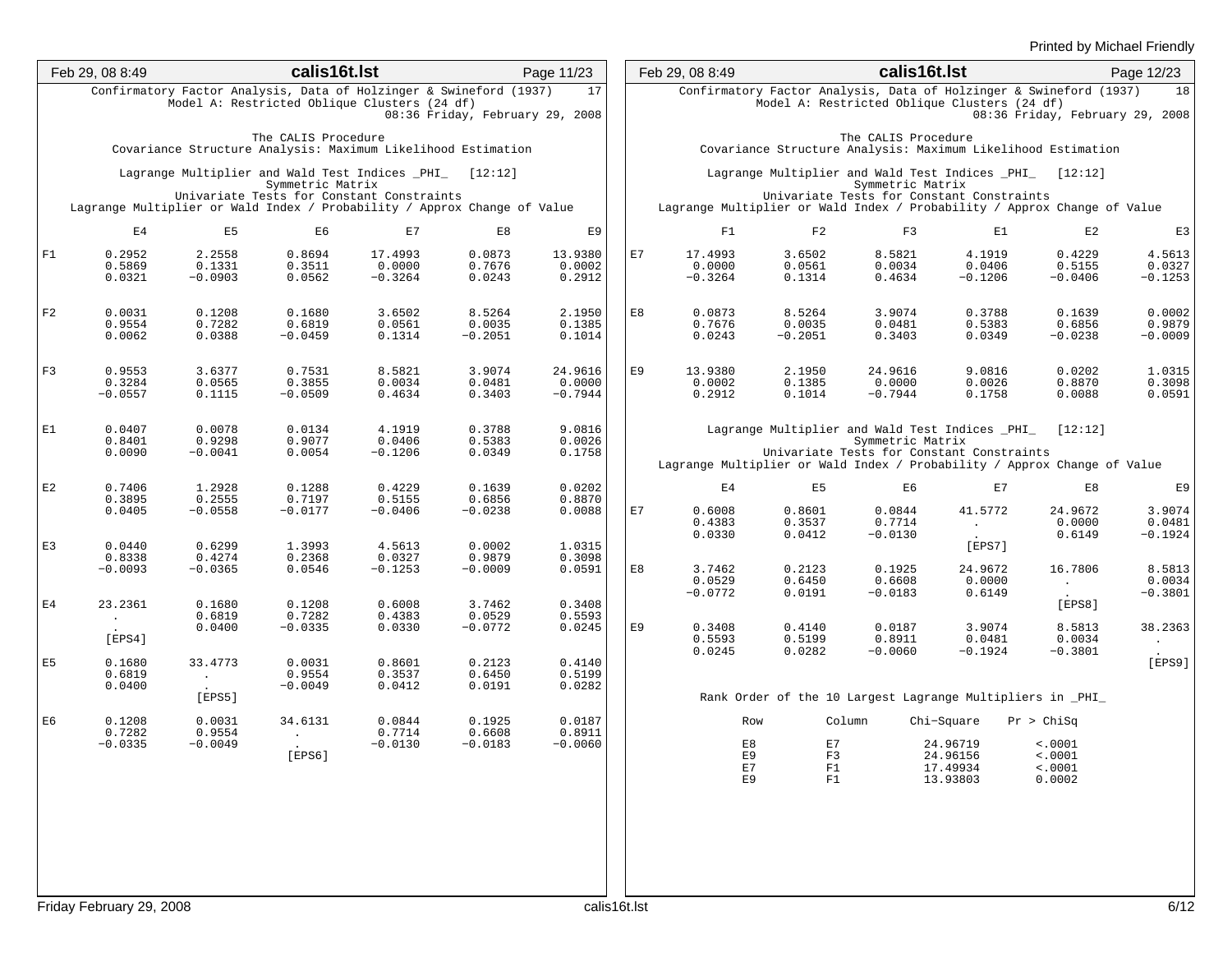Confirmatory Factor Analysis, Data of Holzinger & Swineford (1937) 17
Model A: Restricted Oblique Clusters (24 df)
08:36 Friday, February 29, 2008

The CALIS Procedure
Covariance Structure Analysis: Maximum Likelihood Estimation

Lagrange Multiplier and Wald Test Indices _PHI_ [12:12]
Symmetric Matrix
Univariate Tests for Constant Constraints
Lagrange Multiplier or Wald Index / Probability / Approx Change of Value

```
          E4          E5          E6          E7          E8          E9

F1      0.2952      2.2558      0.8694     17.4993      0.0873     13.9380
        0.5869      0.1331      0.3511      0.0000      0.7676      0.0002
        0.0321     -0.0903      0.0562     -0.3264      0.0243      0.2912

F2      0.0031      0.1208      0.1680      3.6502      8.5264      2.1950
        0.9554      0.7282      0.6819      0.0561      0.0035      0.1385
        0.0062      0.0388     -0.0459      0.1314     -0.2051      0.1014

F3      0.9553      3.6377      0.7531      8.5821      3.9074     24.9616
        0.3284      0.0565      0.3855      0.0034      0.0481      0.0000
       -0.0557      0.1115     -0.0509      0.4634      0.3403     -0.7944

E1      0.0407      0.0078      0.0134      4.1919      0.3788      9.0816
        0.8401      0.9298      0.9077      0.0406      0.5383      0.0026
        0.0090     -0.0041      0.0054     -0.1206      0.0349      0.1758

E2      0.7406      1.2928      0.1288      0.4229      0.1639      0.0202
        0.3895      0.2555      0.7197      0.5155      0.6856      0.8870
        0.0405     -0.0558     -0.0177     -0.0406     -0.0238      0.0088

E3      0.0440      0.6299      1.3993      4.5613      0.0002      1.0315
        0.8338      0.4274      0.2368      0.0327      0.9879      0.3098
       -0.0093     -0.0365      0.0546     -0.1253     -0.0009      0.0591

E4     23.2361      0.1680      0.1208      0.6008      3.7462      0.3408
          .         0.6819      0.7282      0.4383      0.0529      0.5593
          .         0.0400     -0.0335      0.0330     -0.0772      0.0245
        [EPS4]

E5      0.1680     33.4773      0.0031      0.8601      0.2123      0.4140
        0.6819         .        0.9554      0.3537      0.6450      0.5199
        0.0400         .       -0.0049      0.0412      0.0191      0.0282
                    [EPS5]

E6      0.1208      0.0031     34.6131      0.0844      0.1925      0.0187
        0.7282      0.9554         .        0.7714      0.6608      0.8911
       -0.0335     -0.0049         .       -0.0130     -0.0183     -0.0060
                                [EPS6]
```

Confirmatory Factor Analysis, Data of Holzinger & Swineford (1937) 18
Model A: Restricted Oblique Clusters (24 df)
08:36 Friday, February 29, 2008

The CALIS Procedure
Covariance Structure Analysis: Maximum Likelihood Estimation

Lagrange Multiplier and Wald Test Indices _PHI_ [12:12]
Symmetric Matrix
Univariate Tests for Constant Constraints
Lagrange Multiplier or Wald Index / Probability / Approx Change of Value

```
          F1          F2          F3          E1          E2          E3

E7     17.4993      3.6502      8.5821      4.1919      0.4229      4.5613
        0.0000      0.0561      0.0034      0.0406      0.5155      0.0327
       -0.3264      0.1314      0.4634     -0.1206     -0.0406     -0.1253

E8      0.0873      8.5264      3.9074      0.3788      0.1639      0.0002
        0.7676      0.0035      0.0481      0.5383      0.6856      0.9879
        0.0243     -0.2051      0.3403      0.0349     -0.0238     -0.0009

E9     13.9380      2.1950     24.9616      9.0816      0.0202      1.0315
        0.0002      0.1385      0.0000      0.0026      0.8870      0.3098
        0.2912      0.1014     -0.7944      0.1758      0.0088      0.0591
```

Lagrange Multiplier and Wald Test Indices _PHI_ [12:12]
Symmetric Matrix
Univariate Tests for Constant Constraints
Lagrange Multiplier or Wald Index / Probability / Approx Change of Value

```
          E4          E5          E6          E7          E8          E9

E7      0.6008      0.8601      0.0844     41.5772     24.9672      3.9074
        0.4383      0.3537      0.7714         .        0.0000      0.0481
        0.0330      0.0412     -0.0130         .        0.6149     -0.1924
                                            [EPS7]

E8      3.7462      0.2123      0.1925     24.9672     16.7806      8.5813
        0.0529      0.6450      0.6608      0.0000         .        0.0034
       -0.0772      0.0191     -0.0183      0.6149         .       -0.3801
                                                        [EPS8]

E9      0.3408      0.4140      0.0187      3.9074      8.5813     38.2363
        0.5593      0.5199      0.8911      0.0481      0.0034         .
        0.0245      0.0282     -0.0060     -0.1924     -0.3801         .
                                                                    [EPS9]
```

Rank Order of the 10 Largest Lagrange Multipliers in _PHI_

| Row | Column | Chi-Square | Pr > ChiSq |
|---|---|---|---|
| E8 | E7 | 24.96719 | <.0001 |
| E9 | F3 | 24.96156 | <.0001 |
| E7 | F1 | 17.49934 | <.0001 |
| E9 | F1 | 13.93803 | 0.0002 |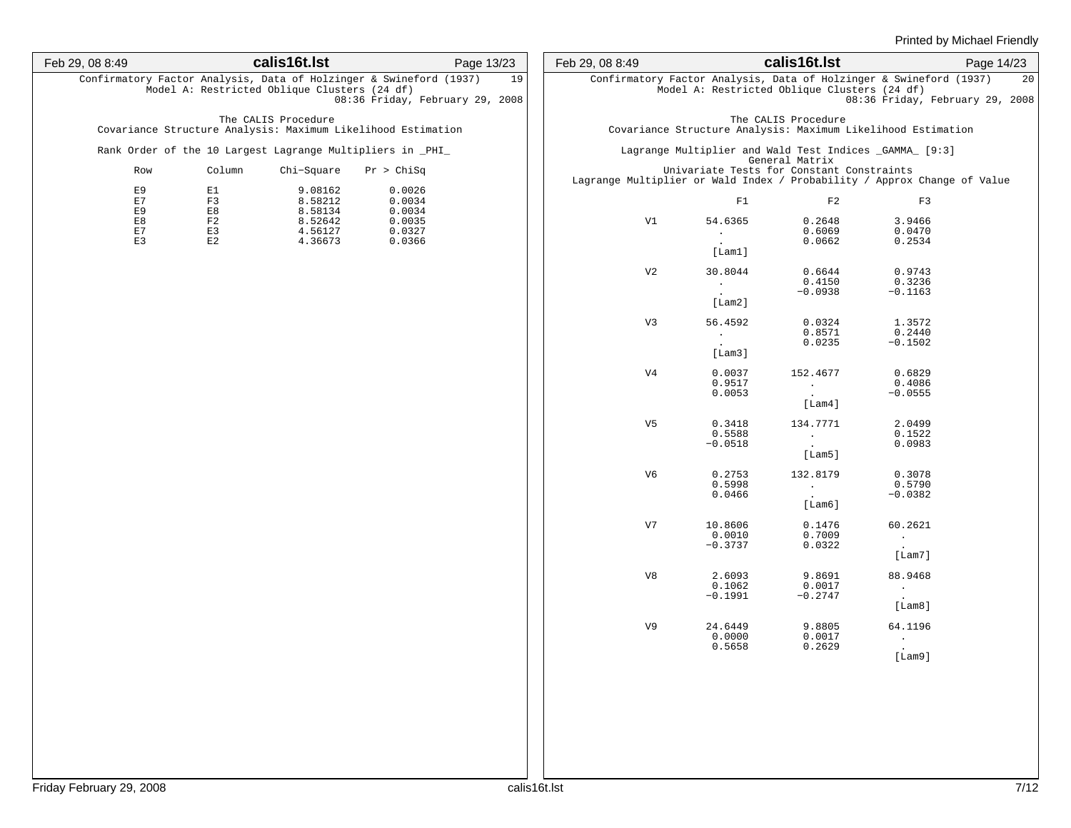Confirmatory Factor Analysis, Data of Holzinger & Swineford (1937)
Model A: Restricted Oblique Clusters (24 df)
08:36 Friday, February 29, 2008

The CALIS Procedure
Covariance Structure Analysis: Maximum Likelihood Estimation

Rank Order of the 10 Largest Lagrange Multipliers in _PHI_

| Row | Column | Chi-Square | Pr > ChiSq |
|---|---|---|---|
| E9 | E1 | 9.08162 | 0.0026 |
| E7 | F3 | 8.58212 | 0.0034 |
| E9 | E8 | 8.58134 | 0.0034 |
| E8 | F2 | 8.52642 | 0.0035 |
| E7 | E3 | 4.56127 | 0.0327 |
| E3 | E2 | 4.36673 | 0.0366 |

Confirmatory Factor Analysis, Data of Holzinger & Swineford (1937)
Model A: Restricted Oblique Clusters (24 df)
08:36 Friday, February 29, 2008

The CALIS Procedure
Covariance Structure Analysis: Maximum Likelihood Estimation

Lagrange Multiplier and Wald Test Indices _GAMMA_ [9:3]
General Matrix
Univariate Tests for Constant Constraints
Lagrange Multiplier or Wald Index / Probability / Approx Change of Value

| | F1 | F2 | F3 |
|---|---|---|---|
| V1 | 54.6365 | 0.2648 | 3.9466 |
| | . | 0.6069 | 0.0470 |
| | . | 0.0662 | 0.2534 |
| | [Lam1] | | |
| V2 | 30.8044 | 0.6644 | 0.9743 |
| | . | 0.4150 | 0.3236 |
| | . | -0.0938 | -0.1163 |
| | [Lam2] | | |
| V3 | 56.4592 | 0.0324 | 1.3572 |
| | . | 0.8571 | 0.2440 |
| | . | 0.0235 | -0.1502 |
| | [Lam3] | | |
| V4 | 0.0037 | 152.4677 | 0.6829 |
| | 0.9517 | . | 0.4086 |
| | 0.0053 | . | -0.0555 |
| | | [Lam4] | |
| V5 | 0.3418 | 134.7771 | 2.0499 |
| | 0.5588 | . | 0.1522 |
| | -0.0518 | . | 0.0983 |
| | | [Lam5] | |
| V6 | 0.2753 | 132.8179 | 0.3078 |
| | 0.5998 | . | 0.5790 |
| | 0.0466 | . | -0.0382 |
| | | [Lam6] | |
| V7 | 10.8606 | 0.1476 | 60.2621 |
| | 0.0010 | 0.7009 | . |
| | -0.3737 | 0.0322 | . |
| | | | [Lam7] |
| V8 | 2.6093 | 9.8691 | 88.9468 |
| | 0.1062 | 0.0017 | . |
| | -0.1991 | -0.2747 | . |
| | | | [Lam8] |
| V9 | 24.6449 | 9.8805 | 64.1196 |
| | 0.0000 | 0.0017 | . |
| | 0.5658 | 0.2629 | . |
| | | | [Lam9] |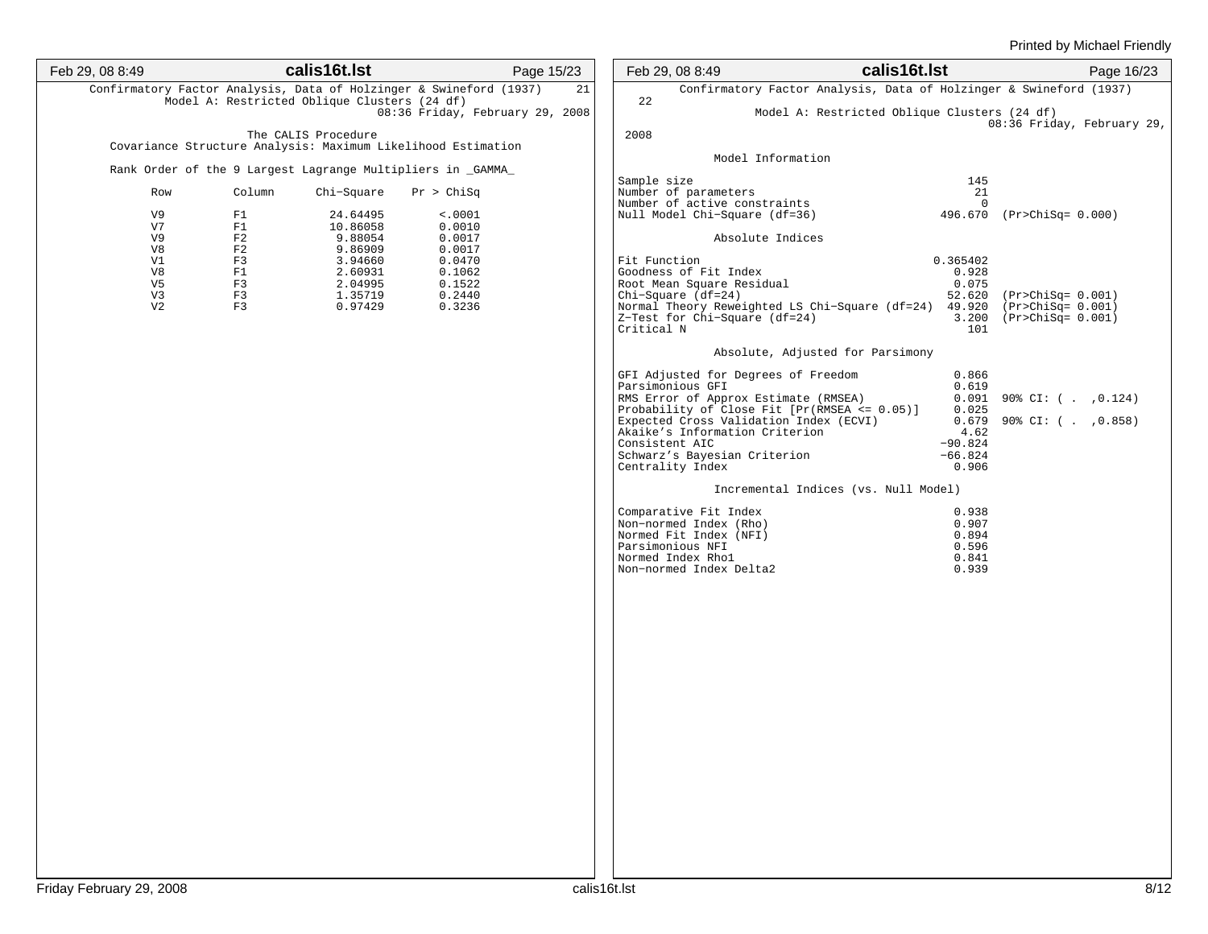Confirmatory Factor Analysis, Data of Holzinger & Swineford (1937) 21
Model A: Restricted Oblique Clusters (24 df)
08:36 Friday, February 29, 2008

The CALIS Procedure
Covariance Structure Analysis: Maximum Likelihood Estimation

Rank Order of the 9 Largest Lagrange Multipliers in _GAMMA_

| Row | Column | Chi-Square | Pr > ChiSq |
|---|---|---|---|
| V9 | F1 | 24.64495 | <.0001 |
| V7 | F1 | 10.86058 | 0.0010 |
| V9 | F2 | 9.88054 | 0.0017 |
| V8 | F2 | 9.86909 | 0.0017 |
| V1 | F3 | 3.94660 | 0.0470 |
| V8 | F1 | 2.60931 | 0.1062 |
| V5 | F3 | 2.04995 | 0.1522 |
| V3 | F3 | 1.35719 | 0.2440 |
| V2 | F3 | 0.97429 | 0.3236 |

Confirmatory Factor Analysis, Data of Holzinger & Swineford (1937) 22
Model A: Restricted Oblique Clusters (24 df)
08:36 Friday, February 29, 2008

Model Information

| | | |
|---|---|---|
| Sample size | 145 | |
| Number of parameters | 21 | |
| Number of active constraints | 0 | |
| Null Model Chi-Square (df=36) | 496.670 | (Pr>ChiSq= 0.000) |

Absolute Indices

| | | |
|---|---|---|
| Fit Function | 0.365402 | |
| Goodness of Fit Index | 0.928 | |
| Root Mean Square Residual | 0.075 | |
| Chi-Square (df=24) | 52.620 | (Pr>ChiSq= 0.001) |
| Normal Theory Reweighted LS Chi-Square (df=24) | 49.920 | (Pr>ChiSq= 0.001) |
| Z-Test for Chi-Square (df=24) | 3.200 | (Pr>ChiSq= 0.001) |
| Critical N | 101 | |

Absolute, Adjusted for Parsimony

| | | |
|---|---|---|
| GFI Adjusted for Degrees of Freedom | 0.866 | |
| Parsimonious GFI | 0.619 | |
| RMS Error of Approx Estimate (RMSEA) | 0.091 | 90% CI: ( . ,0.124) |
| Probability of Close Fit [Pr(RMSEA <= 0.05)] | 0.025 | |
| Expected Cross Validation Index (ECVI) | 0.679 | 90% CI: ( . ,0.858) |
| Akaike's Information Criterion | 4.62 | |
| Consistent AIC | -90.824 | |
| Schwarz's Bayesian Criterion | -66.824 | |
| Centrality Index | 0.906 | |

Incremental Indices (vs. Null Model)

| | |
|---|---|
| Comparative Fit Index | 0.938 |
| Non-normed Index (Rho) | 0.907 |
| Normed Fit Index (NFI) | 0.894 |
| Parsimonious NFI | 0.596 |
| Normed Index Rho1 | 0.841 |
| Non-normed Index Delta2 | 0.939 |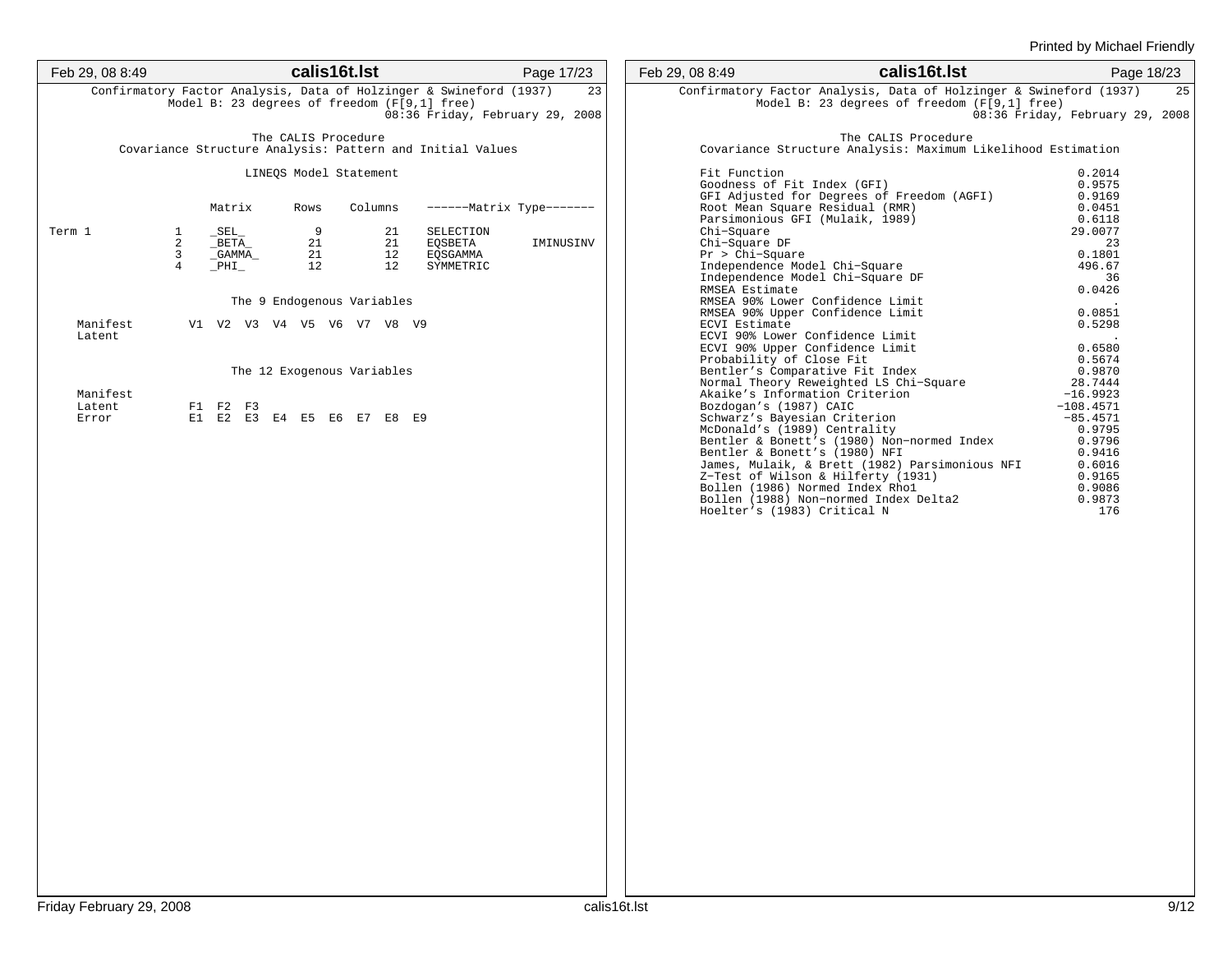```
Confirmatory Factor Analysis, Data of Holzinger & Swineford (1937)      23
          Model B: 23 degrees of freedom (F[9,1] free)
                                         08:36 Friday, February 29, 2008

                          The CALIS Procedure
     Covariance Structure Analysis: Pattern and Initial Values

                         LINEQS Model Statement


                  Matrix      Rows    Columns    ------Matrix Type-------

Term 1       1    _SEL_          9         21    SELECTION
             2    _BETA_        21         21    EQSBETA          IMINUSINV
             3    _GAMMA_       21         12    EQSGAMMA
             4    _PHI_         12         12    SYMMETRIC


                       The 9 Endogenous Variables

    Manifest       V1  V2  V3  V4  V5  V6  V7  V8  V9
    Latent


                       The 12 Exogenous Variables

    Manifest
    Latent         F1  F2  F3
    Error          E1  E2  E3  E4  E5  E6  E7  E8  E9
```

```
Confirmatory Factor Analysis, Data of Holzinger & Swineford (1937)      25
          Model B: 23 degrees of freedom (F[9,1] free)
                                         08:36 Friday, February 29, 2008

                          The CALIS Procedure
     Covariance Structure Analysis: Maximum Likelihood Estimation

     Fit Function                                              0.2014
     Goodness of Fit Index (GFI)                               0.9575
     GFI Adjusted for Degrees of Freedom (AGFI)                0.9169
     Root Mean Square Residual (RMR)                           0.0451
     Parsimonious GFI (Mulaik, 1989)                           0.6118
     Chi-Square                                               29.0077
     Chi-Square DF                                                 23
     Pr > Chi-Square                                           0.1801
     Independence Model Chi-Square                             496.67
     Independence Model Chi-Square DF                              36
     RMSEA Estimate                                            0.0426
     RMSEA 90% Lower Confidence Limit                               .
     RMSEA 90% Upper Confidence Limit                          0.0851
     ECVI Estimate                                             0.5298
     ECVI 90% Lower Confidence Limit                                .
     ECVI 90% Upper Confidence Limit                           0.6580
     Probability of Close Fit                                  0.5674
     Bentler's Comparative Fit Index                           0.9870
     Normal Theory Reweighted LS Chi-Square                   28.7444
     Akaike's Information Criterion                          -16.9923
     Bozdogan's (1987) CAIC                                 -108.4571
     Schwarz's Bayesian Criterion                            -85.4571
     McDonald's (1989) Centrality                              0.9795
     Bentler & Bonett's (1980) Non-normed Index                0.9796
     Bentler & Bonett's (1980) NFI                             0.9416
     James, Mulaik, & Brett (1982) Parsimonious NFI            0.6016
     Z-Test of Wilson & Hilferty (1931)                        0.9165
     Bollen (1986) Normed Index Rho1                           0.9086
     Bollen (1988) Non-normed Index Delta2                     0.9873
     Hoelter's (1983) Critical N                                  176
```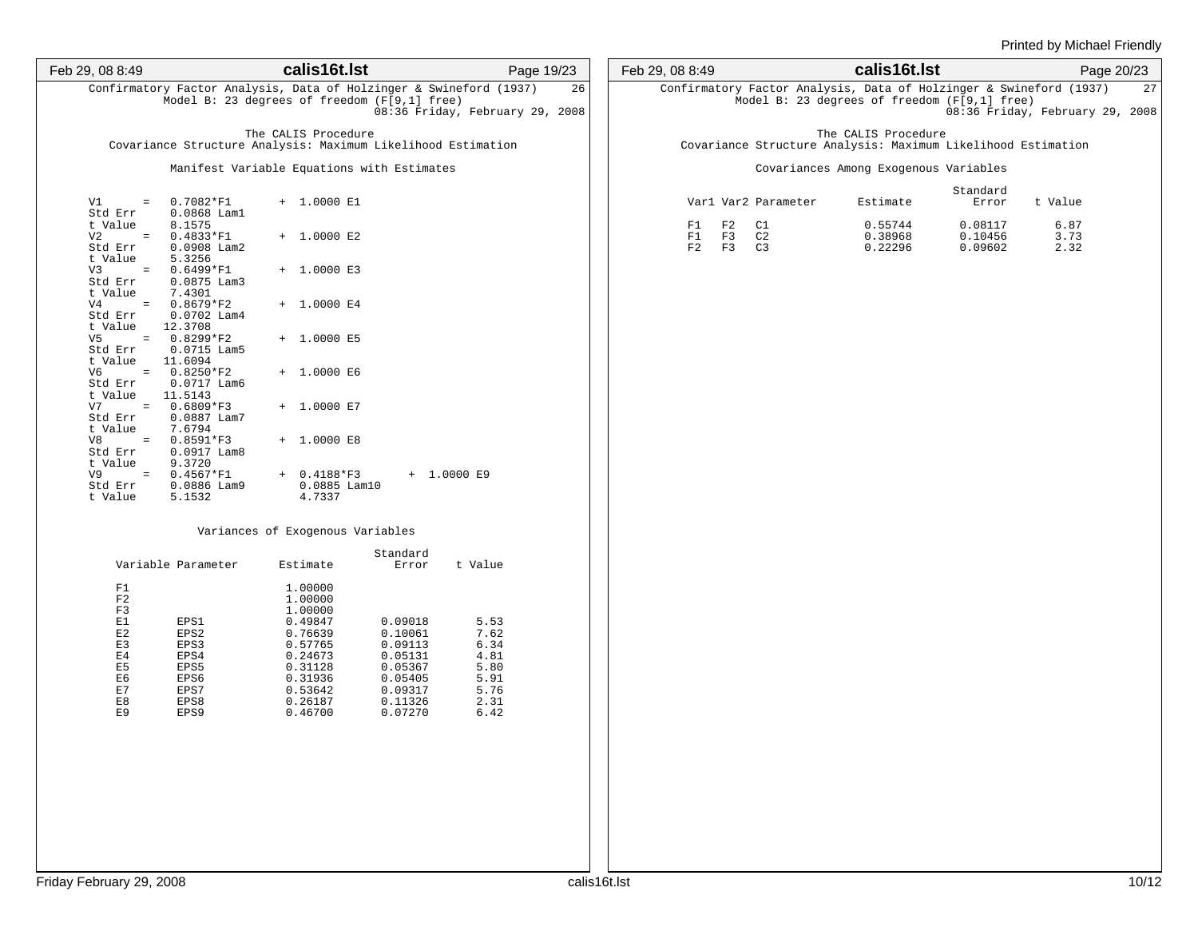Confirmatory Factor Analysis, Data of Holzinger & Swineford (1937)    26
Model B: 23 degrees of freedom (F[9,1] free)
08:36 Friday, February 29, 2008

The CALIS Procedure
Covariance Structure Analysis: Maximum Likelihood Estimation

Manifest Variable Equations with Estimates

```
V1      =   0.7082*F1       +  1.0000 E1
Std Err     0.0868 Lam1
t Value     8.1575
V2      =   0.4833*F1       +  1.0000 E2
Std Err     0.0908 Lam2
t Value     5.3256
V3      =   0.6499*F1       +  1.0000 E3
Std Err     0.0875 Lam3
t Value     7.4301
V4      =   0.8679*F2       +  1.0000 E4
Std Err     0.0702 Lam4
t Value    12.3708
V5      =   0.8299*F2       +  1.0000 E5
Std Err     0.0715 Lam5
t Value    11.6094
V6      =   0.8250*F2       +  1.0000 E6
Std Err     0.0717 Lam6
t Value    11.5143
V7      =   0.6809*F3       +  1.0000 E7
Std Err     0.0887 Lam7
t Value     7.6794
V8      =   0.8591*F3       +  1.0000 E8
Std Err     0.0917 Lam8
t Value     9.3720
V9      =   0.4567*F1       +  0.4188*F3       +  1.0000 E9
Std Err     0.0886 Lam9        0.0885 Lam10
t Value     5.1532             4.7337
```

Variances of Exogenous Variables

| Variable | Parameter | Estimate | Standard Error | t Value |
|---|---|---|---|---|
| F1 | | 1.00000 | | |
| F2 | | 1.00000 | | |
| F3 | | 1.00000 | | |
| E1 | EPS1 | 0.49847 | 0.09018 | 5.53 |
| E2 | EPS2 | 0.76639 | 0.10061 | 7.62 |
| E3 | EPS3 | 0.57765 | 0.09113 | 6.34 |
| E4 | EPS4 | 0.24673 | 0.05131 | 4.81 |
| E5 | EPS5 | 0.31128 | 0.05367 | 5.80 |
| E6 | EPS6 | 0.31936 | 0.05405 | 5.91 |
| E7 | EPS7 | 0.53642 | 0.09317 | 5.76 |
| E8 | EPS8 | 0.26187 | 0.11326 | 2.31 |
| E9 | EPS9 | 0.46700 | 0.07270 | 6.42 |

Confirmatory Factor Analysis, Data of Holzinger & Swineford (1937)    27
Model B: 23 degrees of freedom (F[9,1] free)
08:36 Friday, February 29, 2008

The CALIS Procedure
Covariance Structure Analysis: Maximum Likelihood Estimation

Covariances Among Exogenous Variables

| Var1 | Var2 | Parameter | Estimate | Standard Error | t Value |
|---|---|---|---|---|---|
| F1 | F2 | C1 | 0.55744 | 0.08117 | 6.87 |
| F1 | F3 | C2 | 0.38968 | 0.10456 | 3.73 |
| F2 | F3 | C3 | 0.22296 | 0.09602 | 2.32 |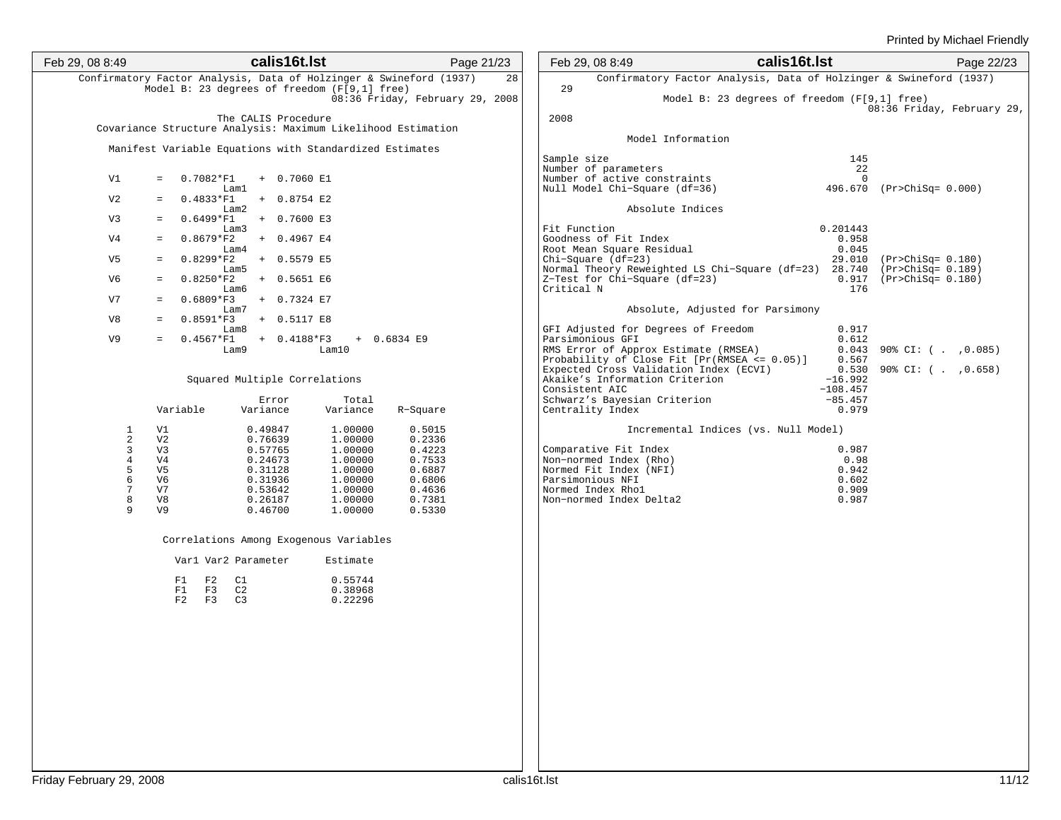Confirmatory Factor Analysis, Data of Holzinger & Swineford (1937) 28
Model B: 23 degrees of freedom (F[9,1] free)
08:36 Friday, February 29, 2008

The CALIS Procedure
Covariance Structure Analysis: Maximum Likelihood Estimation

Manifest Variable Equations with Standardized Estimates

```
V1      =   0.7082*F1    +  0.7060 E1
                Lam1
V2      =   0.4833*F1    +  0.8754 E2
                Lam2
V3      =   0.6499*F1    +  0.7600 E3
                Lam3
V4      =   0.8679*F2    +  0.4967 E4
                Lam4
V5      =   0.8299*F2    +  0.5579 E5
                Lam5
V6      =   0.8250*F2    +  0.5651 E6
                Lam6
V7      =   0.6809*F3    +  0.7324 E7
                Lam7
V8      =   0.8591*F3    +  0.5117 E8
                Lam8
V9      =   0.4567*F1    +  0.4188*F3    +  0.6834 E9
                Lam9            Lam10
```

Squared Multiple Correlations

| | Variable | Error Variance | Total Variance | R-Square |
|---|---|---|---|---|
| 1 | V1 | 0.49847 | 1.00000 | 0.5015 |
| 2 | V2 | 0.76639 | 1.00000 | 0.2336 |
| 3 | V3 | 0.57765 | 1.00000 | 0.4223 |
| 4 | V4 | 0.24673 | 1.00000 | 0.7533 |
| 5 | V5 | 0.31128 | 1.00000 | 0.6887 |
| 6 | V6 | 0.31936 | 1.00000 | 0.6806 |
| 7 | V7 | 0.53642 | 1.00000 | 0.4636 |
| 8 | V8 | 0.26187 | 1.00000 | 0.7381 |
| 9 | V9 | 0.46700 | 1.00000 | 0.5330 |

Correlations Among Exogenous Variables

| Var1 | Var2 | Parameter | Estimate |
|---|---|---|---|
| F1 | F2 | C1 | 0.55744 |
| F1 | F3 | C2 | 0.38968 |
| F2 | F3 | C3 | 0.22296 |

Confirmatory Factor Analysis, Data of Holzinger & Swineford (1937) 29
Model B: 23 degrees of freedom (F[9,1] free)
08:36 Friday, February 29, 2008

Model Information

| | | |
|---|---|---|
| Sample size | 145 | |
| Number of parameters | 22 | |
| Number of active constraints | 0 | |
| Null Model Chi-Square (df=36) | 496.670 | (Pr>ChiSq= 0.000) |

Absolute Indices

| | | |
|---|---|---|
| Fit Function | 0.201443 | |
| Goodness of Fit Index | 0.958 | |
| Root Mean Square Residual | 0.045 | |
| Chi-Square (df=23) | 29.010 | (Pr>ChiSq= 0.180) |
| Normal Theory Reweighted LS Chi-Square (df=23) | 28.740 | (Pr>ChiSq= 0.189) |
| Z-Test for Chi-Square (df=23) | 0.917 | (Pr>ChiSq= 0.180) |
| Critical N | 176 | |

Absolute, Adjusted for Parsimony

| | | |
|---|---|---|
| GFI Adjusted for Degrees of Freedom | 0.917 | |
| Parsimonious GFI | 0.612 | |
| RMS Error of Approx Estimate (RMSEA) | 0.043 | 90% CI: ( . ,0.085) |
| Probability of Close Fit [Pr(RMSEA <= 0.05)] | 0.567 | |
| Expected Cross Validation Index (ECVI) | 0.530 | 90% CI: ( . ,0.658) |
| Akaike's Information Criterion | -16.992 | |
| Consistent AIC | -108.457 | |
| Schwarz's Bayesian Criterion | -85.457 | |
| Centrality Index | 0.979 | |

Incremental Indices (vs. Null Model)

| | |
|---|---|
| Comparative Fit Index | 0.987 |
| Non-normed Index (Rho) | 0.98 |
| Normed Fit Index (NFI) | 0.942 |
| Parsimonious NFI | 0.602 |
| Normed Index Rho1 | 0.909 |
| Non-normed Index Delta2 | 0.987 |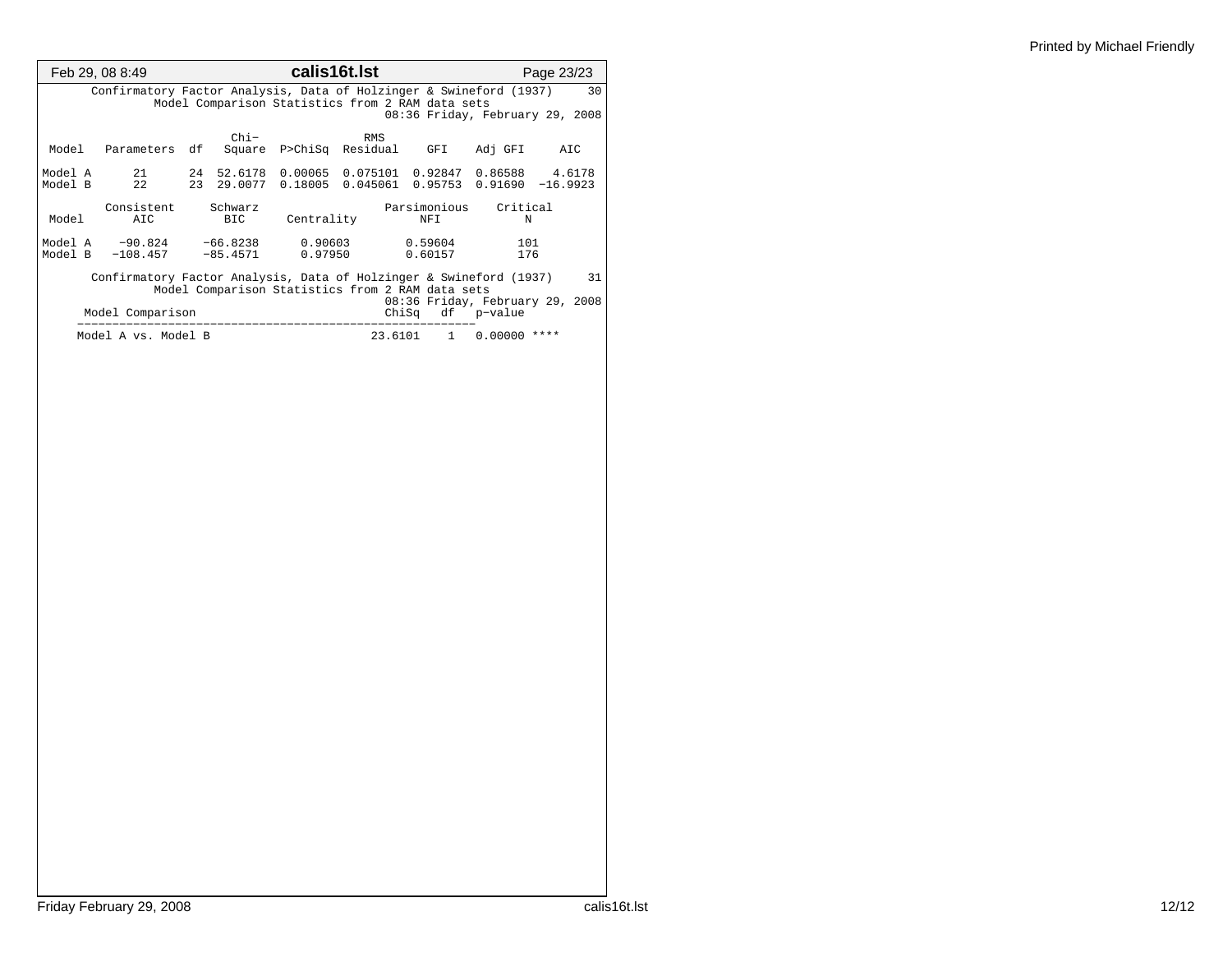Confirmatory Factor Analysis, Data of Holzinger & Swineford (1937)
Model Comparison Statistics from 2 RAM data sets

| Model | Parameters | df | Chi-Square | P>ChiSq | RMS Residual | GFI | Adj GFI | AIC |
|---|---|---|---|---|---|---|---|---|
| Model A | 21 | 24 | 52.6178 | 0.00065 | 0.075101 | 0.92847 | 0.86588 | 4.6178 |
| Model B | 22 | 23 | 29.0077 | 0.18005 | 0.045061 | 0.95753 | 0.91690 | −16.9923 |

| Model | Consistent AIC | Schwarz BIC | Centrality | Parsimonious NFI | Critical N |
|---|---|---|---|---|---|
| Model A | −90.824 | −66.8238 | 0.90603 | 0.59604 | 101 |
| Model B | −108.457 | −85.4571 | 0.97950 | 0.60157 | 176 |

Confirmatory Factor Analysis, Data of Holzinger & Swineford (1937)
Model Comparison Statistics from 2 RAM data sets

| Model Comparison | ChiSq | df | p-value | |
|---|---|---|---|---|
| Model A vs. Model B | 23.6101 | 1 | 0.00000 | **** |